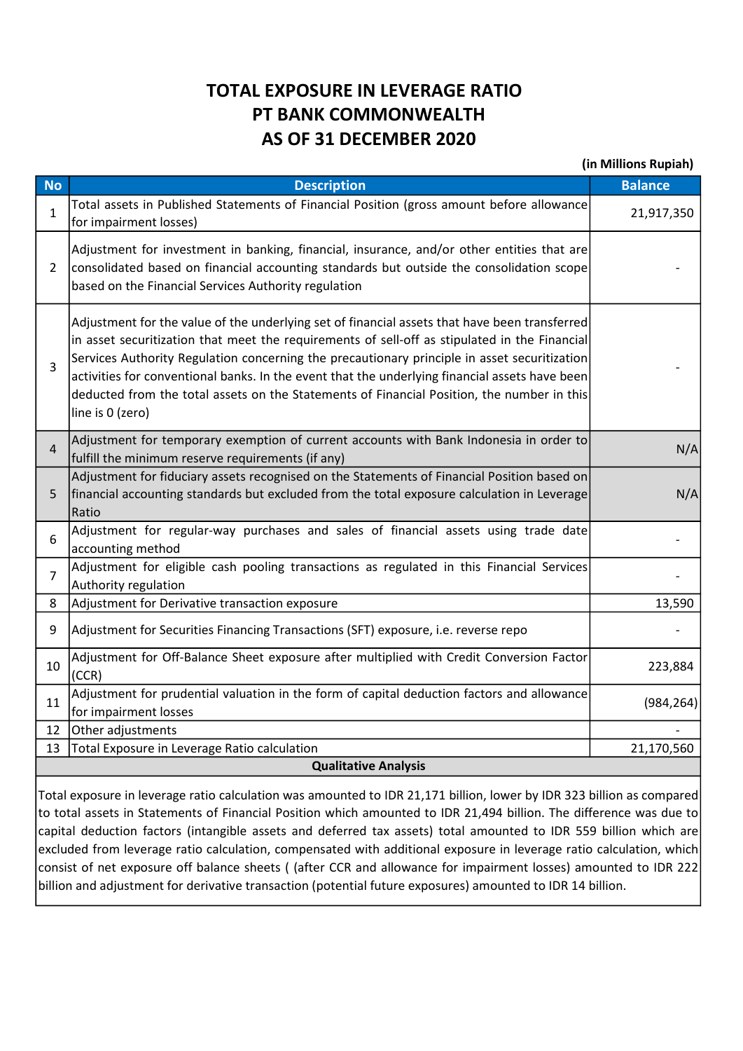# TOTAL EXPOSURE IN LEVERAGE RATIO
# PT BANK COMMONWEALTH
# AS OF 31 DECEMBER 2020

(in Millions Rupiah)

| No | Description | Balance |
|---|---|---|
| 1 | Total assets in Published Statements of Financial Position (gross amount before allowance for impairment losses) | 21,917,350 |
| 2 | Adjustment for investment in banking, financial, insurance, and/or other entities that are consolidated based on financial accounting standards but outside the consolidation scope based on the Financial Services Authority regulation | - |
| 3 | Adjustment for the value of the underlying set of financial assets that have been transferred in asset securitization that meet the requirements of sell-off as stipulated in the Financial Services Authority Regulation concerning the precautionary principle in asset securitization activities for conventional banks. In the event that the underlying financial assets have been deducted from the total assets on the Statements of Financial Position, the number in this line is 0 (zero) | - |
| 4 | Adjustment for temporary exemption of current accounts with Bank Indonesia in order to fulfill the minimum reserve requirements (if any) | N/A |
| 5 | Adjustment for fiduciary assets recognised on the Statements of Financial Position based on financial accounting standards but excluded from the total exposure calculation in Leverage Ratio | N/A |
| 6 | Adjustment for regular-way purchases and sales of financial assets using trade date accounting method | - |
| 7 | Adjustment for eligible cash pooling transactions as regulated in this Financial Services Authority regulation | - |
| 8 | Adjustment for Derivative transaction exposure | 13,590 |
| 9 | Adjustment for Securities Financing Transactions (SFT) exposure, i.e. reverse repo | - |
| 10 | Adjustment for Off-Balance Sheet exposure after multiplied with Credit Conversion Factor (CCR) | 223,884 |
| 11 | Adjustment for prudential valuation in the form of capital deduction factors and allowance for impairment losses | (984,264) |
| 12 | Other adjustments | - |
| 13 | Total Exposure in Leverage Ratio calculation | 21,170,560 |

**Qualitative Analysis**

Total exposure in leverage ratio calculation was amounted to IDR 21,171 billion, lower by IDR 323 billion as compared to total assets in Statements of Financial Position which amounted to IDR 21,494 billion. The difference was due to capital deduction factors (intangible assets and deferred tax assets) total amounted to IDR 559 billion which are excluded from leverage ratio calculation, compensated with additional exposure in leverage ratio calculation, which consist of net exposure off balance sheets ( (after CCR and allowance for impairment losses) amounted to IDR 222 billion and adjustment for derivative transaction (potential future exposures) amounted to IDR 14 billion.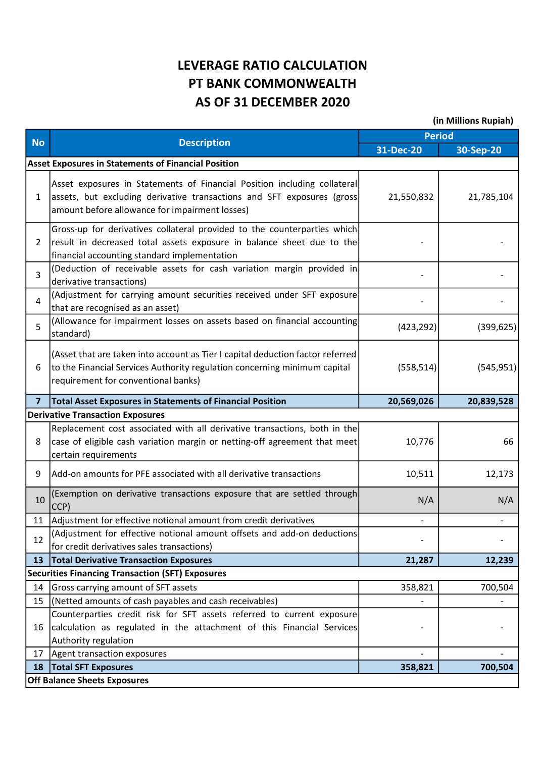# LEVERAGE RATIO CALCULATION
# PT BANK COMMONWEALTH
# AS OF 31 DECEMBER 2020

(in Millions Rupiah)

| No | Description | Period | |
|---|---|---|---|
| | | 31-Dec-20 | 30-Sep-20 |
| **Asset Exposures in Statements of Financial Position** | | | |
| 1 | Asset exposures in Statements of Financial Position including collateral assets, but excluding derivative transactions and SFT exposures (gross amount before allowance for impairment losses) | 21,550,832 | 21,785,104 |
| 2 | Gross-up for derivatives collateral provided to the counterparties which result in decreased total assets exposure in balance sheet due to the financial accounting standard implementation | - | - |
| 3 | (Deduction of receivable assets for cash variation margin provided in derivative transactions) | - | - |
| 4 | (Adjustment for carrying amount securities received under SFT exposure that are recognised as an asset) | - | - |
| 5 | (Allowance for impairment losses on assets based on financial accounting standard) | (423,292) | (399,625) |
| 6 | (Asset that are taken into account as Tier I capital deduction factor referred to the Financial Services Authority regulation concerning minimum capital requirement for conventional banks) | (558,514) | (545,951) |
| **7** | **Total Asset Exposures in Statements of Financial Position** | **20,569,026** | **20,839,528** |
| **Derivative Transaction Exposures** | | | |
| 8 | Replacement cost associated with all derivative transactions, both in the case of eligible cash variation margin or netting-off agreement that meet certain requirements | 10,776 | 66 |
| 9 | Add-on amounts for PFE associated with all derivative transactions | 10,511 | 12,173 |
| 10 | (Exemption on derivative transactions exposure that are settled through CCP) | N/A | N/A |
| 11 | Adjustment for effective notional amount from credit derivatives | - | - |
| 12 | (Adjustment for effective notional amount offsets and add-on deductions for credit derivatives sales transactions) | - | - |
| **13** | **Total Derivative Transaction Exposures** | **21,287** | **12,239** |
| **Securities Financing Transaction (SFT) Exposures** | | | |
| 14 | Gross carrying amount of SFT assets | 358,821 | 700,504 |
| 15 | (Netted amounts of cash payables and cash receivables) | - | - |
| 16 | Counterparties credit risk for SFT assets referred to current exposure calculation as regulated in the attachment of this Financial Services Authority regulation | - | - |
| 17 | Agent transaction exposures | - | - |
| **18** | **Total SFT Exposures** | **358,821** | **700,504** |
| **Off Balance Sheets Exposures** | | | |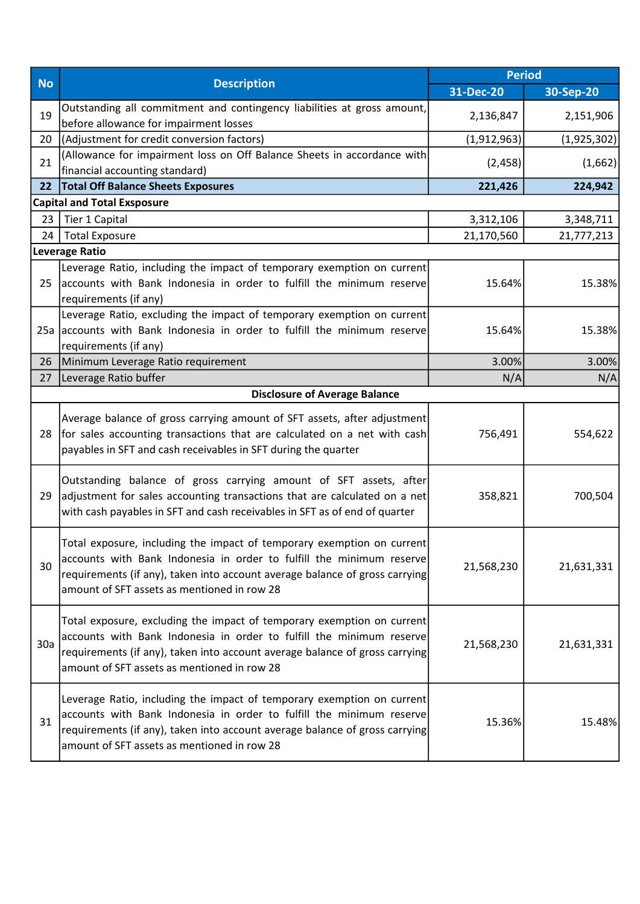| No | Description | Period | |
|---|---|---|---|
| | | 31-Dec-20 | 30-Sep-20 |
| 19 | Outstanding all commitment and contingency liabilities at gross amount, before allowance for impairment losses | 2,136,847 | 2,151,906 |
| 20 | (Adjustment for credit conversion factors) | (1,912,963) | (1,925,302) |
| 21 | (Allowance for impairment loss on Off Balance Sheets in accordance with financial accounting standard) | (2,458) | (1,662) |
| **22** | **Total Off Balance Sheets Exposures** | **221,426** | **224,942** |
| **Capital and Total Exsposure** | | | |
| 23 | Tier 1 Capital | 3,312,106 | 3,348,711 |
| 24 | Total Exposure | 21,170,560 | 21,777,213 |
| **Leverage Ratio** | | | |
| 25 | Leverage Ratio, including the impact of temporary exemption on current accounts with Bank Indonesia in order to fulfill the minimum reserve requirements (if any) | 15.64% | 15.38% |
| 25a | Leverage Ratio, excluding the impact of temporary exemption on current accounts with Bank Indonesia in order to fulfill the minimum reserve requirements (if any) | 15.64% | 15.38% |
| 26 | Minimum Leverage Ratio requirement | 3.00% | 3.00% |
| 27 | Leverage Ratio buffer | N/A | N/A |
| | **Disclosure of Average Balance** | | |
| 28 | Average balance of gross carrying amount of SFT assets, after adjustment for sales accounting transactions that are calculated on a net with cash payables in SFT and cash receivables in SFT during the quarter | 756,491 | 554,622 |
| 29 | Outstanding balance of gross carrying amount of SFT assets, after adjustment for sales accounting transactions that are calculated on a net with cash payables in SFT and cash receivables in SFT as of end of quarter | 358,821 | 700,504 |
| 30 | Total exposure, including the impact of temporary exemption on current accounts with Bank Indonesia in order to fulfill the minimum reserve requirements (if any), taken into account average balance of gross carrying amount of SFT assets as mentioned in row 28 | 21,568,230 | 21,631,331 |
| 30a | Total exposure, excluding the impact of temporary exemption on current accounts with Bank Indonesia in order to fulfill the minimum reserve requirements (if any), taken into account average balance of gross carrying amount of SFT assets as mentioned in row 28 | 21,568,230 | 21,631,331 |
| 31 | Leverage Ratio, including the impact of temporary exemption on current accounts with Bank Indonesia in order to fulfill the minimum reserve requirements (if any), taken into account average balance of gross carrying amount of SFT assets as mentioned in row 28 | 15.36% | 15.48% |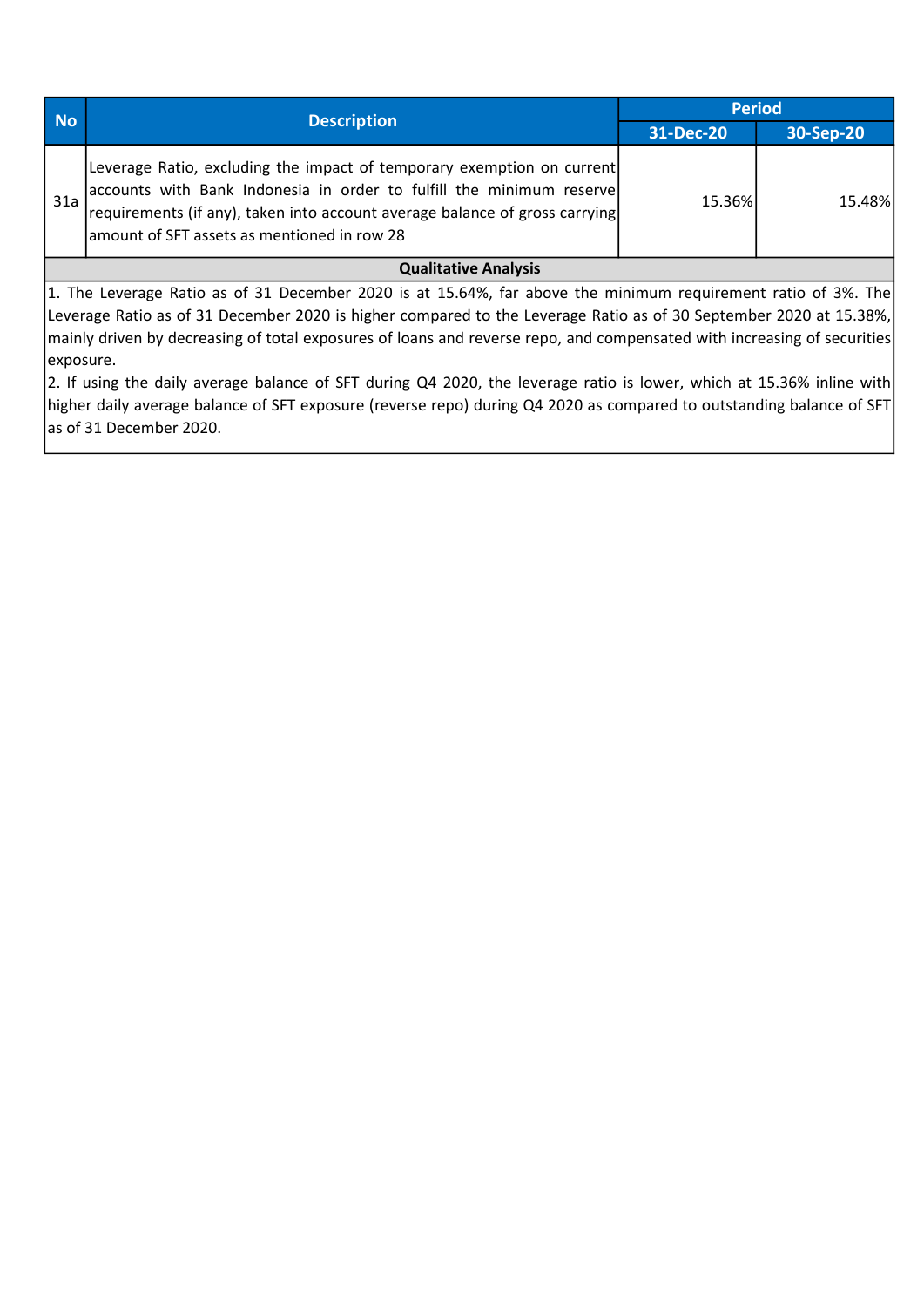| No | Description | Period | |
|---|---|---|---|
| | | 31-Dec-20 | 30-Sep-20 |
| 31a | Leverage Ratio, excluding the impact of temporary exemption on current accounts with Bank Indonesia in order to fulfill the minimum reserve requirements (if any), taken into account average balance of gross carrying amount of SFT assets as mentioned in row 28 | 15.36% | 15.48% |

**Qualitative Analysis**

1. The Leverage Ratio as of 31 December 2020 is at 15.64%, far above the minimum requirement ratio of 3%. The Leverage Ratio as of 31 December 2020 is higher compared to the Leverage Ratio as of 30 September 2020 at 15.38%, mainly driven by decreasing of total exposures of loans and reverse repo, and compensated with increasing of securities exposure.
2. If using the daily average balance of SFT during Q4 2020, the leverage ratio is lower, which at 15.36% inline with higher daily average balance of SFT exposure (reverse repo) during Q4 2020 as compared to outstanding balance of SFT as of 31 December 2020.